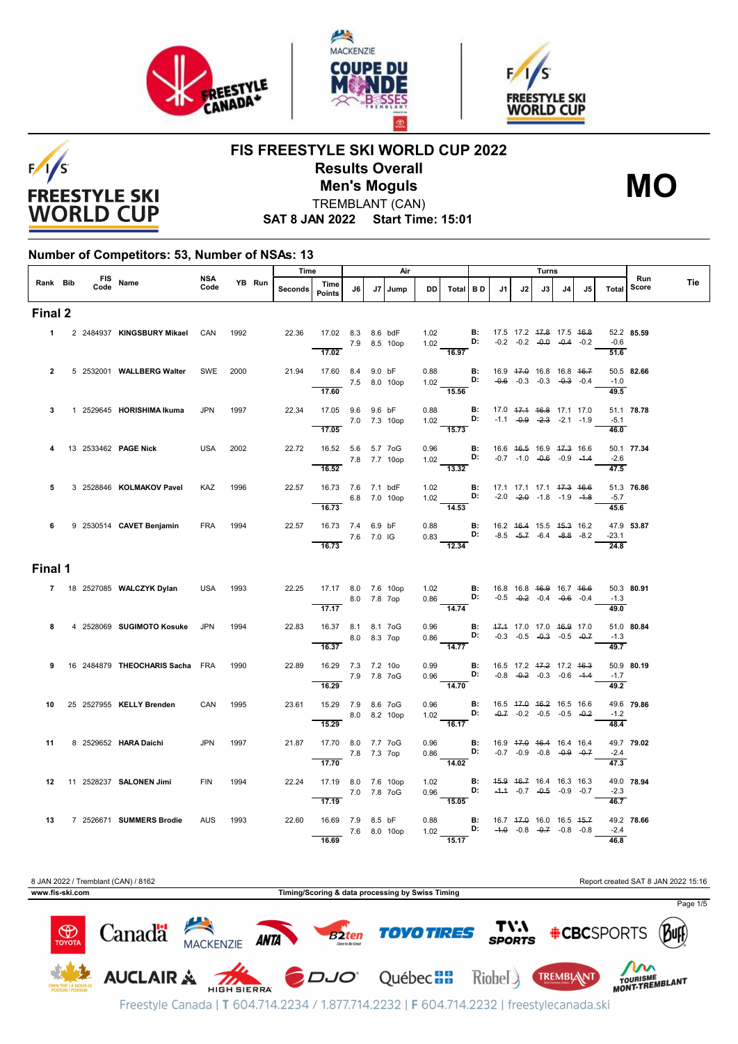# FIS FREESTYLE SKI WORLD CUP 2022

## Results Overall

## Men's Moguls

TREMBLANT (CAN)

**SAT 8 JAN 2022 Start Time: 15:01**

**MO**

### Number of Competitors: 53, Number of NSAs: 13

| Rank | Bib | FIS Code | Name | NSA Code | YB | Run | Time Seconds | Time Points | Air J6 | Air J7 | Air Jump | Air DD | Air Total | B D | Turns J1 | Turns J2 | Turns J3 | Turns J4 | Turns J5 | Turns Total | Run Score | Tie |
|---|---|---|---|---|---|---|---|---|---|---|---|---|---|---|---|---|---|---|---|---|---|---|
| **Final 2** | | | | | | | | | | | | | | | | | | | | | | |
| 1 | 2 | 2484937 | **KINGSBURY Mikael** | CAN | 1992 | | 22.36 | 17.02 | 8.3 | 8.6 | bdF | 1.02 | | B: | 17.5 | 17.2 | ~~17.8~~ | 17.5 | ~~16.8~~ | 52.2 | **85.59** | |
| | | | | | | | | | 7.9 | 8.5 | 10op | 1.02 | | D: | -0.2 | -0.2 | ~~-0.0~~ | ~~-0.4~~ | -0.2 | -0.6 | | |
| | | | | | | | | 17.02 | | | | | 16.97 | | | | | | | 51.6 | | |
| 2 | 5 | 2532001 | **WALLBERG Walter** | SWE | 2000 | | 21.94 | 17.60 | 8.4 | 9.0 | bF | 0.88 | | B: | 16.9 | ~~17.0~~ | 16.8 | 16.8 | ~~16.7~~ | 50.5 | **82.66** | |
| | | | | | | | | | 7.5 | 8.0 | 10op | 1.02 | | D: | ~~-0.6~~ | -0.3 | -0.3 | ~~-0.3~~ | -0.4 | -1.0 | | |
| | | | | | | | | 17.60 | | | | | 15.56 | | | | | | | 49.5 | | |
| 3 | 1 | 2529645 | **HORISHIMA Ikuma** | JPN | 1997 | | 22.34 | 17.05 | 9.6 | 9.6 | bF | 0.88 | | B: | 17.0 | ~~17.1~~ | ~~16.8~~ | 17.1 | 17.0 | 51.1 | **78.78** | |
| | | | | | | | | | 7.0 | 7.3 | 10op | 1.02 | | D: | -1.1 | ~~-0.9~~ | ~~-2.3~~ | -2.1 | -1.9 | -5.1 | | |
| | | | | | | | | 17.05 | | | | | 15.73 | | | | | | | 46.0 | | |
| 4 | 13 | 2533462 | **PAGE Nick** | USA | 2002 | | 22.72 | 16.52 | 5.6 | 5.7 | 7oG | 0.96 | | B: | 16.6 | ~~16.5~~ | 16.9 | ~~17.3~~ | 16.6 | 50.1 | **77.34** | |
| | | | | | | | | | 7.8 | 7.7 | 10op | 1.02 | | D: | -0.7 | -1.0 | ~~-0.6~~ | -0.9 | ~~-1.4~~ | -2.6 | | |
| | | | | | | | | 16.52 | | | | | 13.32 | | | | | | | 47.5 | | |
| 5 | 3 | 2528846 | **KOLMAKOV Pavel** | KAZ | 1996 | | 22.57 | 16.73 | 7.6 | 7.1 | bdF | 1.02 | | B: | 17.1 | 17.1 | 17.1 | ~~17.3~~ | ~~16.6~~ | 51.3 | **76.86** | |
| | | | | | | | | | 6.8 | 7.0 | 10op | 1.02 | | D: | -2.0 | ~~-2.0~~ | -1.8 | -1.9 | ~~-1.8~~ | -5.7 | | |
| | | | | | | | | 16.73 | | | | | 14.53 | | | | | | | 45.6 | | |
| 6 | 9 | 2530514 | **CAVET Benjamin** | FRA | 1994 | | 22.57 | 16.73 | 7.4 | 6.9 | bF | 0.88 | | B: | 16.2 | ~~16.4~~ | 15.5 | ~~15.3~~ | 16.2 | 47.9 | **53.87** | |
| | | | | | | | | | 7.6 | 7.0 | IG | 0.83 | | D: | -8.5 | ~~-5.7~~ | -6.4 | ~~-8.8~~ | -8.2 | -23.1 | | |
| | | | | | | | | 16.73 | | | | | 12.34 | | | | | | | 24.8 | | |
| **Final 1** | | | | | | | | | | | | | | | | | | | | | | |
| 7 | 18 | 2527085 | **WALCZYK Dylan** | USA | 1993 | | 22.25 | 17.17 | 8.0 | 7.6 | 10op | 1.02 | | B: | 16.8 | 16.8 | ~~16.9~~ | 16.7 | ~~16.6~~ | 50.3 | **80.91** | |
| | | | | | | | | | 8.0 | 7.8 | 7op | 0.86 | | D: | -0.5 | ~~-0.2~~ | -0.4 | ~~-0.6~~ | -0.4 | -1.3 | | |
| | | | | | | | | 17.17 | | | | | 14.74 | | | | | | | 49.0 | | |
| 8 | 4 | 2528069 | **SUGIMOTO Kosuke** | JPN | 1994 | | 22.83 | 16.37 | 8.1 | 8.1 | 7oG | 0.96 | | B: | ~~17.1~~ | 17.0 | 17.0 | ~~16.9~~ | 17.0 | 51.0 | **80.84** | |
| | | | | | | | | | 8.0 | 8.3 | 7op | 0.86 | | D: | -0.3 | -0.5 | ~~-0.3~~ | -0.5 | ~~-0.7~~ | -1.3 | | |
| | | | | | | | | 16.37 | | | | | 14.77 | | | | | | | 49.7 | | |
| 9 | 16 | 2484879 | **THEOCHARIS Sacha** | FRA | 1990 | | 22.89 | 16.29 | 7.3 | 7.2 | 10o | 0.99 | | B: | 16.5 | 17.2 | ~~17.2~~ | 17.2 | ~~16.3~~ | 50.9 | **80.19** | |
| | | | | | | | | | 7.9 | 7.8 | 7oG | 0.96 | | D: | -0.8 | ~~-0.2~~ | -0.3 | -0.6 | ~~-1.4~~ | -1.7 | | |
| | | | | | | | | 16.29 | | | | | 14.70 | | | | | | | 49.2 | | |
| 10 | 25 | 2527955 | **KELLY Brenden** | CAN | 1995 | | 23.61 | 15.29 | 7.9 | 8.6 | 7oG | 0.96 | | B: | 16.5 | ~~17.0~~ | ~~16.2~~ | 16.5 | 16.6 | 49.6 | **79.86** | |
| | | | | | | | | | 8.0 | 8.2 | 10op | 1.02 | | D: | ~~-0.7~~ | -0.2 | -0.5 | -0.5 | ~~-0.2~~ | -1.2 | | |
| | | | | | | | | 15.29 | | | | | 16.17 | | | | | | | 48.4 | | |
| 11 | 8 | 2529652 | **HARA Daichi** | JPN | 1997 | | 21.87 | 17.70 | 8.0 | 7.7 | 7oG | 0.96 | | B: | 16.9 | ~~17.0~~ | ~~16.4~~ | 16.4 | 16.4 | 49.7 | **79.02** | |
| | | | | | | | | | 7.8 | 7.3 | 7op | 0.86 | | D: | -0.7 | -0.9 | -0.8 | ~~-0.9~~ | ~~-0.7~~ | -2.4 | | |
| | | | | | | | | 17.70 | | | | | 14.02 | | | | | | | 47.3 | | |
| 12 | 11 | 2528237 | **SALONEN Jimi** | FIN | 1994 | | 22.24 | 17.19 | 8.0 | 7.6 | 10op | 1.02 | | B: | ~~15.9~~ | ~~16.7~~ | 16.4 | 16.3 | 16.3 | 49.0 | **78.94** | |
| | | | | | | | | | 7.0 | 7.8 | 7oG | 0.96 | | D: | ~~-1.1~~ | -0.7 | ~~-0.5~~ | -0.9 | -0.7 | -2.3 | | |
| | | | | | | | | 17.19 | | | | | 15.05 | | | | | | | 46.7 | | |
| 13 | 7 | 2526671 | **SUMMERS Brodie** | AUS | 1993 | | 22.60 | 16.69 | 7.9 | 8.5 | bF | 0.88 | | B: | 16.7 | ~~17.0~~ | 16.0 | 16.5 | ~~15.7~~ | 49.2 | **78.66** | |
| | | | | | | | | | 7.6 | 8.0 | 10op | 1.02 | | D: | ~~-1.0~~ | -0.8 | ~~-0.7~~ | -0.8 | -0.8 | -2.4 | | |
| | | | | | | | | 16.69 | | | | | 15.17 | | | | | | | 46.8 | | |

8 JAN 2022 / Tremblant (CAN) / 8162 — Report created SAT 8 JAN 2022 15:16

www.fis-ski.com — Timing/Scoring & data processing by Swiss Timing

Freestyle Canada | T 604.714.2234 / 1.877.714.2232 | F 604.714.2232 | freestylecanada.ski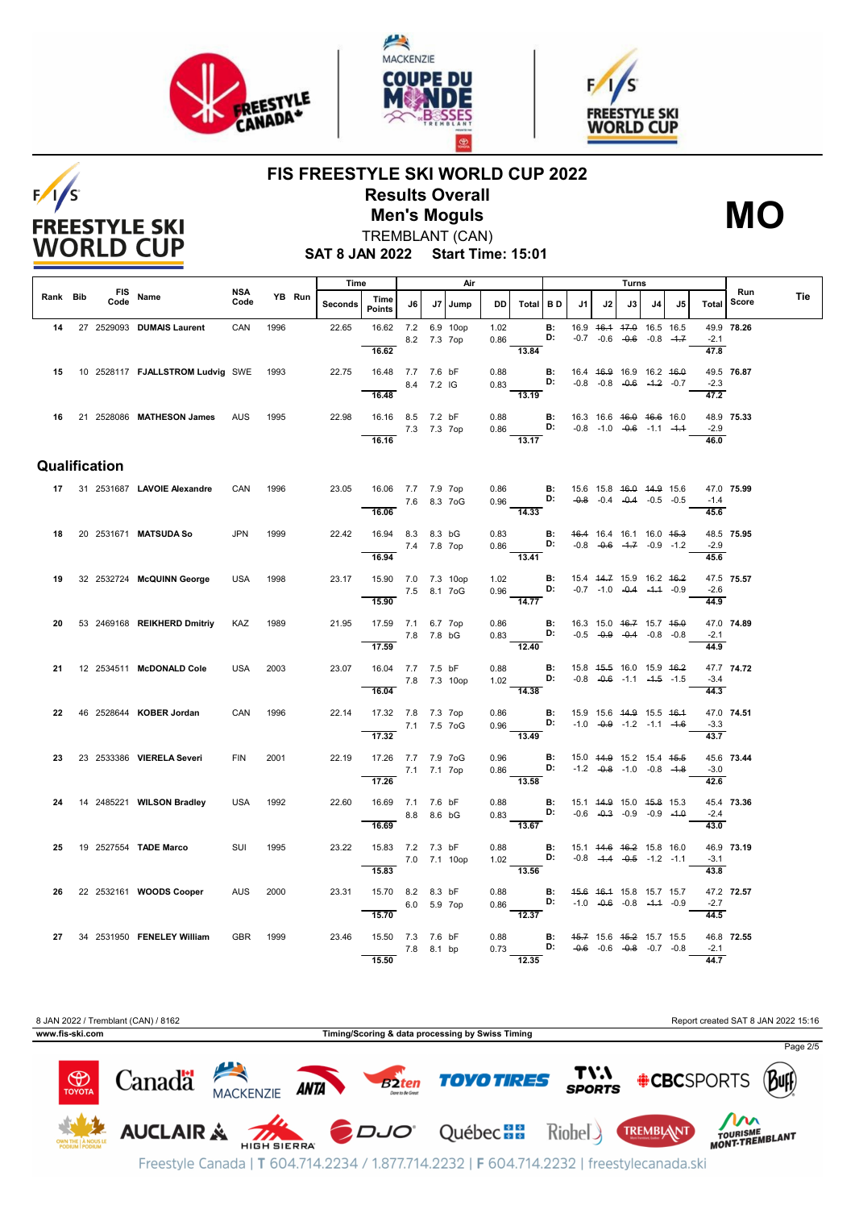# FIS FREESTYLE SKI WORLD CUP 2022

## Results Overall

## Men's Moguls

**MO**

TREMBLANT (CAN)

**SAT 8 JAN 2022 Start Time: 15:01**

| Rank | Bib | FIS Code | Name | NSA Code | YB | Run | Seconds | Time Points | J6 | J7 | Jump | DD | Total | B D | J1 | J2 | J3 | J4 | J5 | Total | Run Score | Tie |
|---|---|---|---|---|---|---|---|---|---|---|---|---|---|---|---|---|---|---|---|---|---|---|
| 14 | 27 | 2529093 | **DUMAIS Laurent** | CAN | 1996 | | 22.65 | 16.62 | 7.2 | 6.9 | 10op | 1.02 | | B: | 16.9 | ~~16.1~~ | ~~17.0~~ | 16.5 | 16.5 | 49.9 | **78.26** | |
| | | | | | | | | | 8.2 | 7.3 | 7op | 0.86 | | D: | -0.7 | -0.6 | ~~-0.6~~ | -0.8 | ~~-1.7~~ | -2.1 | | |
| | | | | | | | | 16.62 | | | | | 13.84 | | | | | | | 47.8 | | |
| 15 | 10 | 2528117 | **FJALLSTROM Ludvig** | SWE | 1993 | | 22.75 | 16.48 | 7.7 | 7.6 | bF | 0.88 | | B: | 16.4 | ~~16.9~~ | 16.9 | 16.2 | ~~16.0~~ | 49.5 | **76.87** | |
| | | | | | | | | | 8.4 | 7.2 | IG | 0.83 | | D: | -0.8 | -0.8 | ~~-0.6~~ | ~~-1.2~~ | -0.7 | -2.3 | | |
| | | | | | | | | 16.48 | | | | | 13.19 | | | | | | | 47.2 | | |
| 16 | 21 | 2528086 | **MATHESON James** | AUS | 1995 | | 22.98 | 16.16 | 8.5 | 7.2 | bF | 0.88 | | B: | 16.3 | 16.6 | ~~16.0~~ | ~~16.6~~ | 16.0 | 48.9 | **75.33** | |
| | | | | | | | | | 7.3 | 7.3 | 7op | 0.86 | | D: | -0.8 | -1.0 | ~~-0.6~~ | -1.1 | ~~-1.1~~ | -2.9 | | |
| | | | | | | | | 16.16 | | | | | 13.17 | | | | | | | 46.0 | | |

## Qualification

| Rank | Bib | FIS Code | Name | NSA Code | YB | Run | Seconds | Time Points | J6 | J7 | Jump | DD | Total | B D | J1 | J2 | J3 | J4 | J5 | Total | Run Score | Tie |
|---|---|---|---|---|---|---|---|---|---|---|---|---|---|---|---|---|---|---|---|---|---|---|
| 17 | 31 | 2531687 | **LAVOIE Alexandre** | CAN | 1996 | | 23.05 | 16.06 | 7.7 | 7.9 | 7op | 0.86 | | B: | 15.6 | 15.8 | ~~16.0~~ | ~~14.9~~ | 15.6 | 47.0 | **75.99** | |
| | | | | | | | | | 7.6 | 8.3 | 7oG | 0.96 | | D: | ~~-0.8~~ | -0.4 | ~~-0.4~~ | -0.5 | -0.5 | -1.4 | | |
| | | | | | | | | 16.06 | | | | | 14.33 | | | | | | | 45.6 | | |
| 18 | 20 | 2531671 | **MATSUDA So** | JPN | 1999 | | 22.42 | 16.94 | 8.3 | 8.3 | bG | 0.83 | | B: | ~~16.4~~ | 16.4 | 16.1 | 16.0 | ~~15.3~~ | 48.5 | **75.95** | |
| | | | | | | | | | 7.4 | 7.8 | 7op | 0.86 | | D: | -0.8 | ~~-0.6~~ | ~~-1.7~~ | -0.9 | -1.2 | -2.9 | | |
| | | | | | | | | 16.94 | | | | | 13.41 | | | | | | | 45.6 | | |
| 19 | 32 | 2532724 | **McQUINN George** | USA | 1998 | | 23.17 | 15.90 | 7.0 | 7.3 | 10op | 1.02 | | B: | 15.4 | ~~14.7~~ | 15.9 | 16.2 | ~~16.2~~ | 47.5 | **75.57** | |
| | | | | | | | | | 7.5 | 8.1 | 7oG | 0.96 | | D: | -0.7 | -1.0 | ~~-0.4~~ | ~~-1.1~~ | -0.9 | -2.6 | | |
| | | | | | | | | 15.90 | | | | | 14.77 | | | | | | | 44.9 | | |
| 20 | 53 | 2469168 | **REIKHERD Dmitriy** | KAZ | 1989 | | 21.95 | 17.59 | 7.1 | 6.7 | 7op | 0.86 | | B: | 16.3 | 15.0 | ~~16.7~~ | 15.7 | ~~15.0~~ | 47.0 | **74.89** | |
| | | | | | | | | | 7.8 | 7.8 | bG | 0.83 | | D: | -0.5 | ~~-0.9~~ | ~~-0.4~~ | -0.8 | -0.8 | -2.1 | | |
| | | | | | | | | 17.59 | | | | | 12.40 | | | | | | | 44.9 | | |
| 21 | 12 | 2534511 | **McDONALD Cole** | USA | 2003 | | 23.07 | 16.04 | 7.7 | 7.5 | bF | 0.88 | | B: | 15.8 | ~~15.5~~ | 16.0 | 15.9 | ~~16.2~~ | 47.7 | **74.72** | |
| | | | | | | | | | 7.8 | 7.3 | 10op | 1.02 | | D: | -0.8 | ~~-0.6~~ | -1.1 | ~~-1.5~~ | -1.5 | -3.4 | | |
| | | | | | | | | 16.04 | | | | | 14.38 | | | | | | | 44.3 | | |
| 22 | 46 | 2528644 | **KOBER Jordan** | CAN | 1996 | | 22.14 | 17.32 | 7.8 | 7.3 | 7op | 0.86 | | B: | 15.9 | 15.6 | ~~14.9~~ | 15.5 | ~~16.1~~ | 47.0 | **74.51** | |
| | | | | | | | | | 7.1 | 7.5 | 7oG | 0.96 | | D: | -1.0 | ~~-0.9~~ | -1.2 | -1.1 | ~~-1.6~~ | -3.3 | | |
| | | | | | | | | 17.32 | | | | | 13.49 | | | | | | | 43.7 | | |
| 23 | 23 | 2533386 | **VIERELA Severi** | FIN | 2001 | | 22.19 | 17.26 | 7.7 | 7.9 | 7oG | 0.96 | | B: | 15.0 | ~~14.9~~ | 15.2 | 15.4 | ~~15.5~~ | 45.6 | **73.44** | |
| | | | | | | | | | 7.1 | 7.1 | 7op | 0.86 | | D: | -1.2 | ~~-0.8~~ | -1.0 | -0.8 | ~~-1.8~~ | -3.0 | | |
| | | | | | | | | 17.26 | | | | | 13.58 | | | | | | | 42.6 | | |
| 24 | 14 | 2485221 | **WILSON Bradley** | USA | 1992 | | 22.60 | 16.69 | 7.1 | 7.6 | bF | 0.88 | | B: | 15.1 | ~~14.9~~ | 15.0 | ~~15.8~~ | 15.3 | 45.4 | **73.36** | |
| | | | | | | | | | 8.8 | 8.6 | bG | 0.83 | | D: | -0.6 | ~~-0.3~~ | -0.9 | -0.9 | ~~-1.0~~ | -2.4 | | |
| | | | | | | | | 16.69 | | | | | 13.67 | | | | | | | 43.0 | | |
| 25 | 19 | 2527554 | **TADE Marco** | SUI | 1995 | | 23.22 | 15.83 | 7.2 | 7.3 | bF | 0.88 | | B: | 15.1 | ~~14.6~~ | ~~16.2~~ | 15.8 | 16.0 | 46.9 | **73.19** | |
| | | | | | | | | | 7.0 | 7.1 | 10op | 1.02 | | D: | -0.8 | ~~-1.4~~ | ~~-0.5~~ | -1.2 | -1.1 | -3.1 | | |
| | | | | | | | | 15.83 | | | | | 13.56 | | | | | | | 43.8 | | |
| 26 | 22 | 2532161 | **WOODS Cooper** | AUS | 2000 | | 23.31 | 15.70 | 8.2 | 8.3 | bF | 0.88 | | B: | ~~15.6~~ | ~~16.1~~ | 15.8 | 15.7 | 15.7 | 47.2 | **72.57** | |
| | | | | | | | | | 6.0 | 5.9 | 7op | 0.86 | | D: | -1.0 | ~~-0.6~~ | -0.8 | ~~-1.1~~ | -0.9 | -2.7 | | |
| | | | | | | | | 15.70 | | | | | 12.37 | | | | | | | 44.5 | | |
| 27 | 34 | 2531950 | **FENELEY William** | GBR | 1999 | | 23.46 | 15.50 | 7.3 | 7.6 | bF | 0.88 | | B: | ~~15.7~~ | 15.6 | ~~15.2~~ | 15.7 | 15.5 | 46.8 | **72.55** | |
| | | | | | | | | | 7.8 | 8.1 | bp | 0.73 | | D: | ~~-0.6~~ | -0.6 | ~~-0.8~~ | -0.7 | -0.8 | -2.1 | | |
| | | | | | | | | 15.50 | | | | | 12.35 | | | | | | | 44.7 | | |

8 JAN 2022 / Tremblant (CAN) / 8162 — Report created SAT 8 JAN 2022 15:16

www.fis-ski.com — Timing/Scoring & data processing by Swiss Timing

Freestyle Canada | T 604.714.2234 / 1.877.714.2232 | F 604.714.2232 | freestylecanada.ski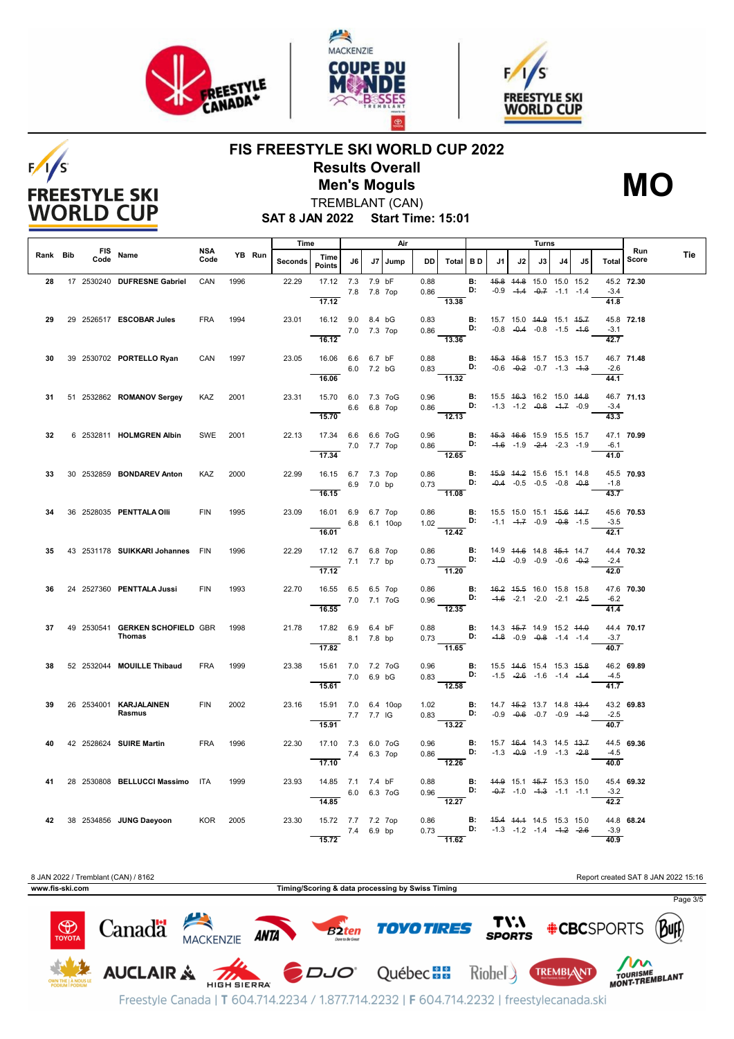# FIS FREESTYLE SKI WORLD CUP 2022

## Results Overall

## Men's Moguls

TREMBLANT (CAN)

**SAT 8 JAN 2022 Start Time: 15:01**

**MO**

| Rank | Bib | FIS Code | Name | NSA Code | YB | Run | Time Seconds | Time Points | J6 | J7 | Jump | DD | Air Total | B D | J1 | J2 | J3 | J4 | J5 | Turns Total | Run Score | Tie |
|---|---|---|---|---|---|---|---|---|---|---|---|---|---|---|---|---|---|---|---|---|---|---|
| 28 | 17 | 2530240 | **DUFRESNE Gabriel** | CAN | 1996 | | 22.29 | 17.12 | 7.3 | 7.9 | bF | 0.88 | | B: | ~~15.8~~ | ~~14.8~~ | 15.0 | 15.0 | 15.2 | 45.2 | **72.30** | |
| | | | | | | | | | 7.8 | 7.8 | 7op | 0.86 | | D: | -0.9 | ~~-1.4~~ | ~~-0.7~~ | -1.1 | -1.4 | -3.4 | | |
| | | | | | | | | 17.12 | | | | | 13.38 | | | | | | | 41.8 | | |
| 29 | 29 | 2526517 | **ESCOBAR Jules** | FRA | 1994 | | 23.01 | 16.12 | 9.0 | 8.4 | bG | 0.83 | | B: | 15.7 | 15.0 | ~~14.9~~ | 15.1 | ~~15.7~~ | 45.8 | **72.18** | |
| | | | | | | | | | 7.0 | 7.3 | 7op | 0.86 | | D: | -0.8 | ~~-0.4~~ | -0.8 | -1.5 | ~~-1.6~~ | -3.1 | | |
| | | | | | | | | 16.12 | | | | | 13.36 | | | | | | | 42.7 | | |
| 30 | 39 | 2530702 | **PORTELLO Ryan** | CAN | 1997 | | 23.05 | 16.06 | 6.6 | 6.7 | bF | 0.88 | | B: | ~~15.3~~ | ~~15.8~~ | 15.7 | 15.3 | 15.7 | 46.7 | **71.48** | |
| | | | | | | | | | 6.0 | 7.2 | bG | 0.83 | | D: | -0.6 | ~~-0.2~~ | -0.7 | -1.3 | ~~-1.3~~ | -2.6 | | |
| | | | | | | | | 16.06 | | | | | 11.32 | | | | | | | 44.1 | | |
| 31 | 51 | 2532862 | **ROMANOV Sergey** | KAZ | 2001 | | 23.31 | 15.70 | 6.0 | 7.3 | 7oG | 0.96 | | B: | 15.5 | ~~16.3~~ | 16.2 | 15.0 | ~~14.8~~ | 46.7 | **71.13** | |
| | | | | | | | | | 6.6 | 6.8 | 7op | 0.86 | | D: | -1.3 | -1.2 | ~~-0.8~~ | ~~-1.7~~ | -0.9 | -3.4 | | |
| | | | | | | | | 15.70 | | | | | 12.13 | | | | | | | 43.3 | | |
| 32 | 6 | 2532811 | **HOLMGREN Albin** | SWE | 2001 | | 22.13 | 17.34 | 6.6 | 6.6 | 7oG | 0.96 | | B: | ~~15.3~~ | ~~16.6~~ | 15.9 | 15.5 | 15.7 | 47.1 | **70.99** | |
| | | | | | | | | | 7.0 | 7.7 | 7op | 0.86 | | D: | ~~-1.6~~ | -1.9 | ~~-2.4~~ | -2.3 | -1.9 | -6.1 | | |
| | | | | | | | | 17.34 | | | | | 12.65 | | | | | | | 41.0 | | |
| 33 | 30 | 2532859 | **BONDAREV Anton** | KAZ | 2000 | | 22.99 | 16.15 | 6.7 | 7.3 | 7op | 0.86 | | B: | ~~15.9~~ | ~~14.2~~ | 15.6 | 15.1 | 14.8 | 45.5 | **70.93** | |
| | | | | | | | | | 6.9 | 7.0 | bp | 0.73 | | D: | ~~-0.4~~ | -0.5 | -0.5 | -0.8 | ~~-0.8~~ | -1.8 | | |
| | | | | | | | | 16.15 | | | | | 11.08 | | | | | | | 43.7 | | |
| 34 | 36 | 2528035 | **PENTTALA Olli** | FIN | 1995 | | 23.09 | 16.01 | 6.9 | 6.7 | 7op | 0.86 | | B: | 15.5 | 15.0 | 15.1 | ~~15.6~~ | ~~14.7~~ | 45.6 | **70.53** | |
| | | | | | | | | | 6.8 | 6.1 | 10op | 1.02 | | D: | -1.1 | ~~-1.7~~ | -0.9 | ~~-0.8~~ | -1.5 | -3.5 | | |
| | | | | | | | | 16.01 | | | | | 12.42 | | | | | | | 42.1 | | |
| 35 | 43 | 2531178 | **SUIKKARI Johannes** | FIN | 1996 | | 22.29 | 17.12 | 6.7 | 6.8 | 7op | 0.86 | | B: | 14.9 | ~~14.6~~ | 14.8 | ~~15.1~~ | 14.7 | 44.4 | **70.32** | |
| | | | | | | | | | 7.1 | 7.7 | bp | 0.73 | | D: | ~~-1.0~~ | -0.9 | -0.9 | -0.6 | ~~-0.2~~ | -2.4 | | |
| | | | | | | | | 17.12 | | | | | 11.20 | | | | | | | 42.0 | | |
| 36 | 24 | 2527360 | **PENTTALA Jussi** | FIN | 1993 | | 22.70 | 16.55 | 6.5 | 6.5 | 7op | 0.86 | | B: | ~~16.2~~ | ~~15.5~~ | 16.0 | 15.8 | 15.8 | 47.6 | **70.30** | |
| | | | | | | | | | 7.0 | 7.1 | 7oG | 0.96 | | D: | ~~-1.6~~ | -2.1 | -2.0 | -2.1 | ~~-2.5~~ | -6.2 | | |
| | | | | | | | | 16.55 | | | | | 12.35 | | | | | | | 41.4 | | |
| 37 | 49 | 2530541 | **GERKEN SCHOFIELD Thomas** | GBR | 1998 | | 21.78 | 17.82 | 6.9 | 6.4 | bF | 0.88 | | B: | 14.3 | ~~15.7~~ | 14.9 | 15.2 | ~~14.0~~ | 44.4 | **70.17** | |
| | | | | | | | | | 8.1 | 7.8 | bp | 0.73 | | D: | ~~-1.8~~ | -0.9 | ~~-0.8~~ | -1.4 | -1.4 | -3.7 | | |
| | | | | | | | | 17.82 | | | | | 11.65 | | | | | | | 40.7 | | |
| 38 | 52 | 2532044 | **MOUILLE Thibaud** | FRA | 1999 | | 23.38 | 15.61 | 7.0 | 7.2 | 7oG | 0.96 | | B: | 15.5 | ~~14.6~~ | 15.4 | 15.3 | ~~15.8~~ | 46.2 | **69.89** | |
| | | | | | | | | | 7.0 | 6.9 | bG | 0.83 | | D: | -1.5 | ~~-2.6~~ | -1.6 | -1.4 | ~~-1.4~~ | -4.5 | | |
| | | | | | | | | 15.61 | | | | | 12.58 | | | | | | | 41.7 | | |
| 39 | 26 | 2534001 | **KARJALAINEN Rasmus** | FIN | 2002 | | 23.16 | 15.91 | 7.0 | 6.4 | 10op | 1.02 | | B: | 14.7 | ~~15.2~~ | 13.7 | 14.8 | ~~13.4~~ | 43.2 | **69.83** | |
| | | | | | | | | | 7.7 | 7.7 | lG | 0.83 | | D: | -0.9 | ~~-0.6~~ | -0.7 | -0.9 | ~~-1.2~~ | -2.5 | | |
| | | | | | | | | 15.91 | | | | | 13.22 | | | | | | | 40.7 | | |
| 40 | 42 | 2528624 | **SUIRE Martin** | FRA | 1996 | | 22.30 | 17.10 | 7.3 | 6.0 | 7oG | 0.96 | | B: | 15.7 | ~~16.4~~ | 14.3 | 14.5 | ~~13.7~~ | 44.5 | **69.36** | |
| | | | | | | | | | 7.4 | 6.3 | 7op | 0.86 | | D: | -1.3 | ~~-0.9~~ | -1.9 | -1.3 | ~~-2.8~~ | -4.5 | | |
| | | | | | | | | 17.10 | | | | | 12.26 | | | | | | | 40.0 | | |
| 41 | 28 | 2530808 | **BELLUCCI Massimo** | ITA | 1999 | | 23.93 | 14.85 | 7.1 | 7.4 | bF | 0.88 | | B: | ~~14.9~~ | 15.1 | ~~15.7~~ | 15.3 | 15.0 | 45.4 | **69.32** | |
| | | | | | | | | | 6.0 | 6.3 | 7oG | 0.96 | | D: | ~~-0.7~~ | -1.0 | ~~-1.3~~ | -1.1 | -1.1 | -3.2 | | |
| | | | | | | | | 14.85 | | | | | 12.27 | | | | | | | 42.2 | | |
| 42 | 38 | 2534856 | **JUNG Daeyoon** | KOR | 2005 | | 23.30 | 15.72 | 7.7 | 7.2 | 7op | 0.86 | | B: | ~~15.4~~ | ~~14.1~~ | 14.5 | 15.3 | 15.0 | 44.8 | **68.24** | |
| | | | | | | | | | 7.4 | 6.9 | bp | 0.73 | | D: | -1.3 | -1.2 | -1.4 | ~~-1.2~~ | ~~-2.6~~ | -3.9 | | |
| | | | | | | | | 15.72 | | | | | 11.62 | | | | | | | 40.9 | | |

8 JAN 2022 / Tremblant (CAN) / 8162 — Report created SAT 8 JAN 2022 15:16

www.fis-ski.com — Timing/Scoring & data processing by Swiss Timing

Freestyle Canada | T 604.714.2234 / 1.877.714.2232 | F 604.714.2232 | freestylecanada.ski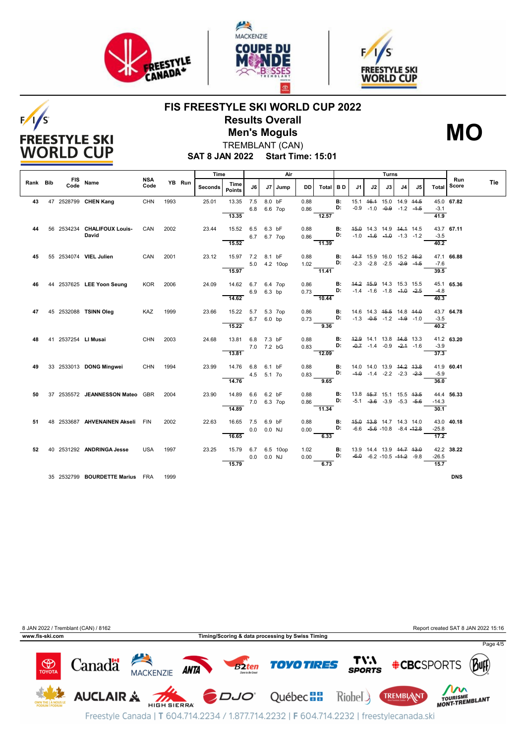# FIS FREESTYLE SKI WORLD CUP 2022

## Results Overall

## Men's Moguls

**MO**

TREMBLANT (CAN)

**SAT 8 JAN 2022 Start Time: 15:01**

| Rank | Bib | FIS Code | Name | NSA Code | YB | Run | Time Seconds | Time Points | Air J6 | Air J7 | Jump | DD | Air Total | B D | Turns J1 | J2 | J3 | J4 | J5 | Turns Total | Run Score | Tie |
|---|---|---|---|---|---|---|---|---|---|---|---|---|---|---|---|---|---|---|---|---|---|---|
| 43 | 47 | 2528799 | **CHEN Kang** | CHN | 1993 | | 25.01 | 13.35 | 7.5 | 8.0 | bF | 0.88 | | B: | 15.1 | ~~16.1~~ | 15.0 | 14.9 | ~~14.5~~ | 45.0 | **67.82** | |
| | | | | | | | | | 6.8 | 6.6 | 7op | 0.86 | | D: | -0.9 | -1.0 | ~~-0.9~~ | -1.2 | ~~-1.5~~ | -3.1 | | |
| | | | | | | | | 13.35 | | | | | 12.57 | | | | | | | 41.9 | | |
| 44 | 56 | 2534234 | **CHALIFOUX Louis-David** | CAN | 2002 | | 23.44 | 15.52 | 6.5 | 6.3 | bF | 0.88 | | B: | ~~15.0~~ | 14.3 | 14.9 | ~~14.1~~ | 14.5 | 43.7 | **67.11** | |
| | | | | | | | | | 6.7 | 6.7 | 7op | 0.86 | | D: | -1.0 | ~~-1.6~~ | ~~-1.0~~ | -1.3 | -1.2 | -3.5 | | |
| | | | | | | | | 15.52 | | | | | 11.39 | | | | | | | 40.2 | | |
| 45 | 55 | 2534074 | **VIEL Julien** | CAN | 2001 | | 23.12 | 15.97 | 7.2 | 8.1 | bF | 0.88 | | B: | ~~14.7~~ | 15.9 | 16.0 | 15.2 | ~~16.2~~ | 47.1 | **66.88** | |
| | | | | | | | | | 5.0 | 4.2 | 10op | 1.02 | | D: | -2.3 | -2.8 | -2.5 | ~~-2.9~~ | ~~-1.5~~ | -7.6 | | |
| | | | | | | | | 15.97 | | | | | 11.41 | | | | | | | 39.5 | | |
| 46 | 44 | 2537625 | **LEE Yoon Seung** | KOR | 2006 | | 24.09 | 14.62 | 6.7 | 6.4 | 7op | 0.86 | | B: | ~~14.2~~ | ~~15.9~~ | 14.3 | 15.3 | 15.5 | 45.1 | **65.36** | |
| | | | | | | | | | 6.9 | 6.3 | bp | 0.73 | | D: | -1.4 | -1.6 | -1.8 | ~~-1.0~~ | ~~-2.5~~ | -4.8 | | |
| | | | | | | | | 14.62 | | | | | 10.44 | | | | | | | 40.3 | | |
| 47 | 45 | 2532088 | **TSINN Oleg** | KAZ | 1999 | | 23.66 | 15.22 | 5.7 | 5.3 | 7op | 0.86 | | B: | 14.6 | 14.3 | ~~15.5~~ | 14.8 | ~~14.0~~ | 43.7 | **64.78** | |
| | | | | | | | | | 6.7 | 6.0 | bp | 0.73 | | D: | -1.3 | ~~-0.5~~ | -1.2 | ~~-1.9~~ | -1.0 | -3.5 | | |
| | | | | | | | | 15.22 | | | | | 9.36 | | | | | | | 40.2 | | |
| 48 | 41 | 2537254 | **LI Musai** | CHN | 2003 | | 24.68 | 13.81 | 6.8 | 7.3 | bF | 0.88 | | B: | ~~12.9~~ | 14.1 | 13.8 | ~~14.8~~ | 13.3 | 41.2 | **63.20** | |
| | | | | | | | | | 7.0 | 7.2 | bG | 0.83 | | D: | ~~-0.7~~ | -1.4 | -0.9 | ~~-2.1~~ | -1.6 | -3.9 | | |
| | | | | | | | | 13.81 | | | | | 12.09 | | | | | | | 37.3 | | |
| 49 | 33 | 2533013 | **DONG Mingwei** | CHN | 1994 | | 23.99 | 14.76 | 6.8 | 6.1 | bF | 0.88 | | B: | 14.0 | 14.0 | 13.9 | ~~14.2~~ | ~~13.8~~ | 41.9 | **60.41** | |
| | | | | | | | | | 4.5 | 5.1 | 7o | 0.83 | | D: | ~~-1.0~~ | -1.4 | -2.2 | -2.3 | ~~-2.3~~ | -5.9 | | |
| | | | | | | | | 14.76 | | | | | 9.65 | | | | | | | 36.0 | | |
| 50 | 37 | 2535572 | **JEANNESSON Mateo** | GBR | 2004 | | 23.90 | 14.89 | 6.6 | 6.2 | bF | 0.88 | | B: | 13.8 | ~~15.7~~ | 15.1 | 15.5 | ~~13.5~~ | 44.4 | **56.33** | |
| | | | | | | | | | 7.0 | 6.3 | 7op | 0.86 | | D: | -5.1 | ~~-3.6~~ | -3.9 | -5.3 | ~~-5.6~~ | -14.3 | | |
| | | | | | | | | 14.89 | | | | | 11.34 | | | | | | | 30.1 | | |
| 51 | 48 | 2533687 | **AHVENAINEN Akseli** | FIN | 2002 | | 22.63 | 16.65 | 7.5 | 6.9 | bF | 0.88 | | B: | ~~15.0~~ | ~~13.8~~ | 14.7 | 14.3 | 14.0 | 43.0 | **40.18** | |
| | | | | | | | | | 0.0 | 0.0 | NJ | 0.00 | | D: | -6.6 | ~~-5.6~~ | -10.8 | -8.4 | ~~-12.8~~ | -25.8 | | |
| | | | | | | | | 16.65 | | | | | 6.33 | | | | | | | 17.2 | | |
| 52 | 40 | 2531292 | **ANDRINGA Jesse** | USA | 1997 | | 23.25 | 15.79 | 6.7 | 6.5 | 10op | 1.02 | | B: | 13.9 | 14.4 | 13.9 | ~~14.7~~ | ~~13.0~~ | 42.2 | **38.22** | |
| | | | | | | | | | 0.0 | 0.0 | NJ | 0.00 | | D: | ~~-6.0~~ | -6.2 | -10.5 | ~~-11.2~~ | -9.8 | -26.5 | | |
| | | | | | | | | 15.79 | | | | | 6.73 | | | | | | | 15.7 | | |
| | 35 | 2532799 | **BOURDETTE Marius** | FRA | 1999 | | | | | | | | | | | | | | | | **DNS** | |

8 JAN 2022 / Tremblant (CAN) / 8162

Report created SAT 8 JAN 2022 15:16

www.fis-ski.com

Timing/Scoring & data processing by Swiss Timing

Freestyle Canada | T 604.714.2234 / 1.877.714.2232 | F 604.714.2232 | freestylecanada.ski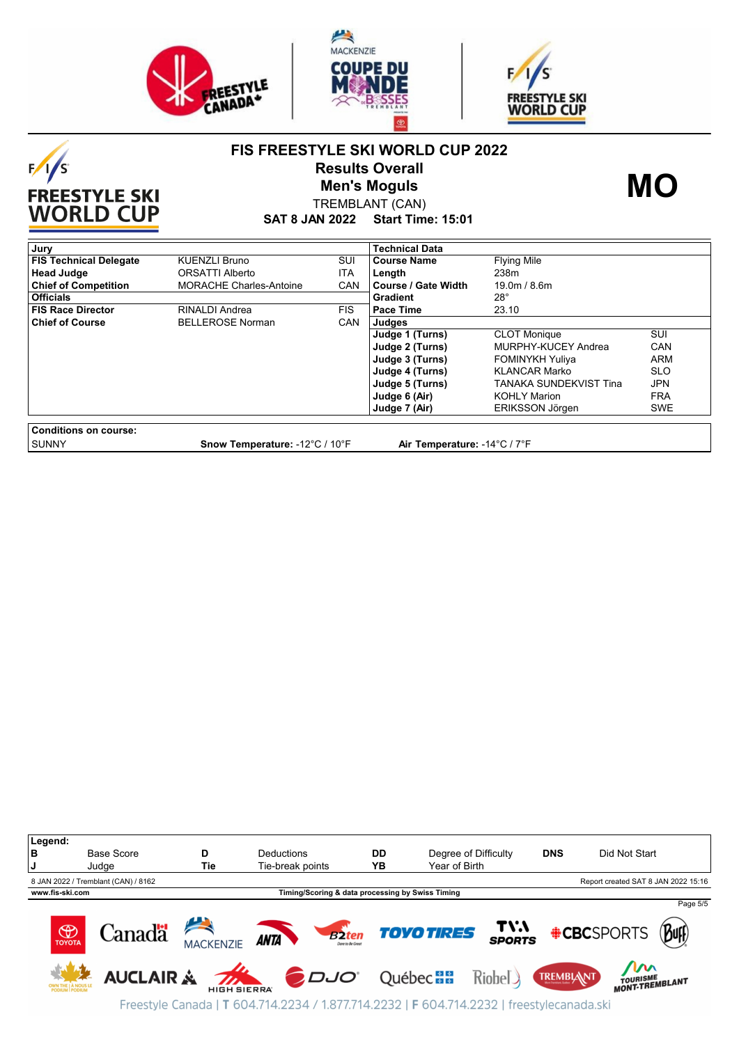# FIS FREESTYLE SKI WORLD CUP 2022

## Results Overall

## Men's Moguls

**MO**

TREMBLANT (CAN)

**SAT 8 JAN 2022 Start Time: 15:01**

| Jury | | |
|---|---|---|
| **FIS Technical Delegate** | KUENZLI Bruno | SUI |
| **Head Judge** | ORSATTI Alberto | ITA |
| **Chief of Competition** | MORACHE Charles-Antoine | CAN |
| **Officials** | | |
| **FIS Race Director** | RINALDI Andrea | FIS |
| **Chief of Course** | BELLEROSE Norman | CAN |

| Technical Data | | |
|---|---|---|
| **Course Name** | Flying Mile | |
| **Length** | 238m | |
| **Course / Gate Width** | 19.0m / 8.6m | |
| **Gradient** | 28° | |
| **Pace Time** | 23.10 | |
| **Judges** | | |
| **Judge 1 (Turns)** | CLOT Monique | SUI |
| **Judge 2 (Turns)** | MURPHY-KUCEY Andrea | CAN |
| **Judge 3 (Turns)** | FOMINYKH Yuliya | ARM |
| **Judge 4 (Turns)** | KLANCAR Marko | SLO |
| **Judge 5 (Turns)** | TANAKA SUNDEKVIST Tina | JPN |
| **Judge 6 (Air)** | KOHLY Marion | FRA |
| **Judge 7 (Air)** | ERIKSSON Jörgen | SWE |

**Conditions on course:**

SUNNY | **Snow Temperature:** -12°C / 10°F | **Air Temperature:** -14°C / 7°F

**Legend:**

| | | | | | | | |
|---|---|---|---|---|---|---|---|
| **B** | Base Score | **D** | Deductions | **DD** | Degree of Difficulty | **DNS** | Did Not Start |
| **J** | Judge | **Tie** | Tie-break points | **YB** | Year of Birth | | |

8 JAN 2022 / Tremblant (CAN) / 8162

Report created SAT 8 JAN 2022 15:16

www.fis-ski.com

Timing/Scoring & data processing by Swiss Timing

Freestyle Canada | T 604.714.2234 / 1.877.714.2232 | F 604.714.2232 | freestylecanada.ski